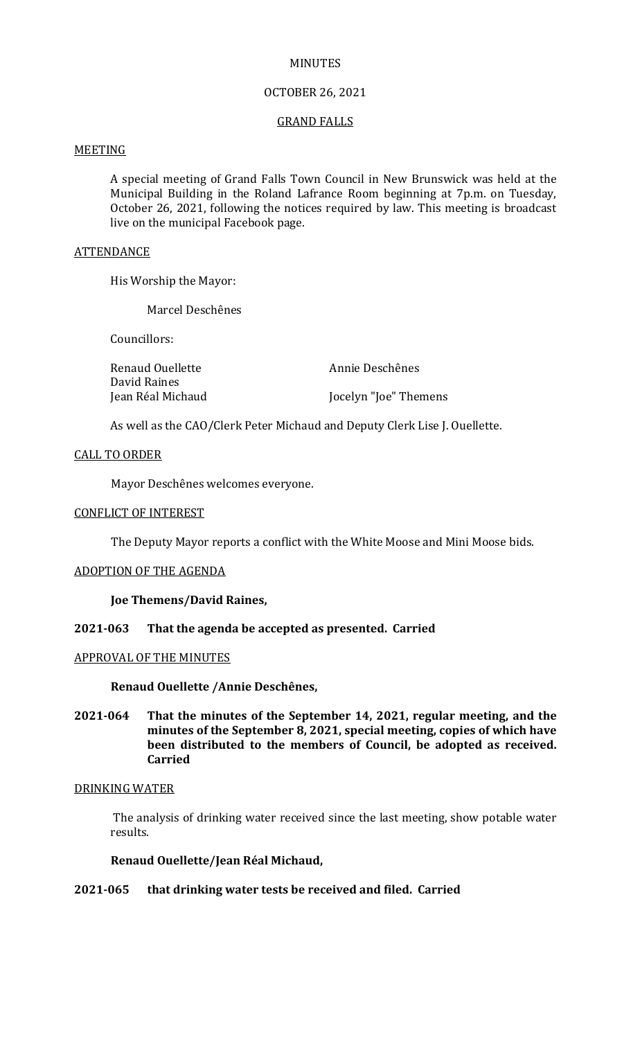# MINUTES

## OCTOBER 26, 2021

## GRAND FALLS

### MEETING

A special meeting of Grand Falls Town Council in New Brunswick was held at the Municipal Building in the Roland Lafrance Room beginning at 7p.m. on Tuesday, October 26, 2021, following the notices required by law. This meeting is broadcast live on the municipal Facebook page.

### ATTENDANCE

His Worship the Mayor:

Marcel Deschênes

Councillors:

| | |
|---|---|
| Renaud Ouellette | Annie Deschênes |
| David Raines | |
| Jean Réal Michaud | Jocelyn "Joe" Themens |

As well as the CAO/Clerk Peter Michaud and Deputy Clerk Lise J. Ouellette.

### CALL TO ORDER

Mayor Deschênes welcomes everyone.

### CONFLICT OF INTEREST

The Deputy Mayor reports a conflict with the White Moose and Mini Moose bids.

### ADOPTION OF THE AGENDA

**Joe Themens/David Raines,**

**2021-063 That the agenda be accepted as presented. Carried**

### APPROVAL OF THE MINUTES

**Renaud Ouellette /Annie Deschênes,**

**2021-064 That the minutes of the September 14, 2021, regular meeting, and the minutes of the September 8, 2021, special meeting, copies of which have been distributed to the members of Council, be adopted as received. Carried**

### DRINKING WATER

The analysis of drinking water received since the last meeting, show potable water results.

**Renaud Ouellette/Jean Réal Michaud,**

**2021-065 that drinking water tests be received and filed. Carried**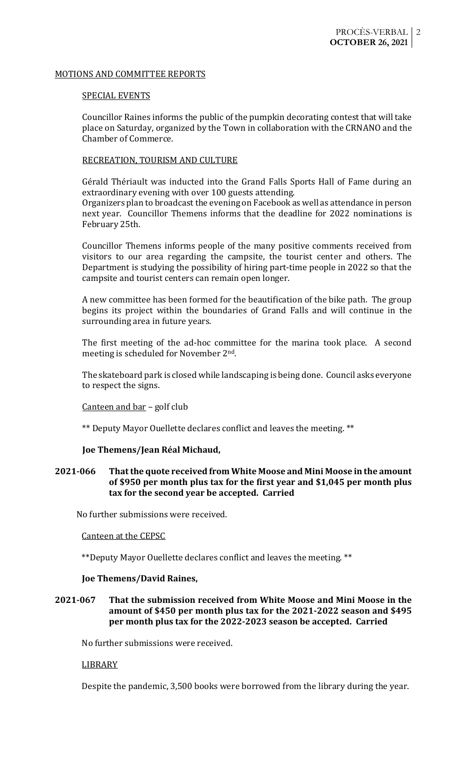## MOTIONS AND COMMITTEE REPORTS

### SPECIAL EVENTS

Councillor Raines informs the public of the pumpkin decorating contest that will take place on Saturday, organized by the Town in collaboration with the CRNANO and the Chamber of Commerce.

### RECREATION, TOURISM AND CULTURE

Gérald Thériault was inducted into the Grand Falls Sports Hall of Fame during an extraordinary evening with over 100 guests attending.
Organizers plan to broadcast the evening on Facebook as well as attendance in person next year. Councillor Themens informs that the deadline for 2022 nominations is February 25th.

Councillor Themens informs people of the many positive comments received from visitors to our area regarding the campsite, the tourist center and others. The Department is studying the possibility of hiring part-time people in 2022 so that the campsite and tourist centers can remain open longer.

A new committee has been formed for the beautification of the bike path. The group begins its project within the boundaries of Grand Falls and will continue in the surrounding area in future years.

The first meeting of the ad-hoc committee for the marina took place. A second meeting is scheduled for November 2nd.

The skateboard park is closed while landscaping is being done. Council asks everyone to respect the signs.

Canteen and bar – golf club

** Deputy Mayor Ouellette declares conflict and leaves the meeting. **

**Joe Themens/Jean Réal Michaud,**

**2021-066 That the quote received from White Moose and Mini Moose in the amount of $950 per month plus tax for the first year and $1,045 per month plus tax for the second year be accepted. Carried**

No further submissions were received.

Canteen at the CEPSC

**Deputy Mayor Ouellette declares conflict and leaves the meeting. **

**Joe Themens/David Raines,**

**2021-067 That the submission received from White Moose and Mini Moose in the amount of $450 per month plus tax for the 2021-2022 season and $495 per month plus tax for the 2022-2023 season be accepted. Carried**

No further submissions were received.

### LIBRARY

Despite the pandemic, 3,500 books were borrowed from the library during the year.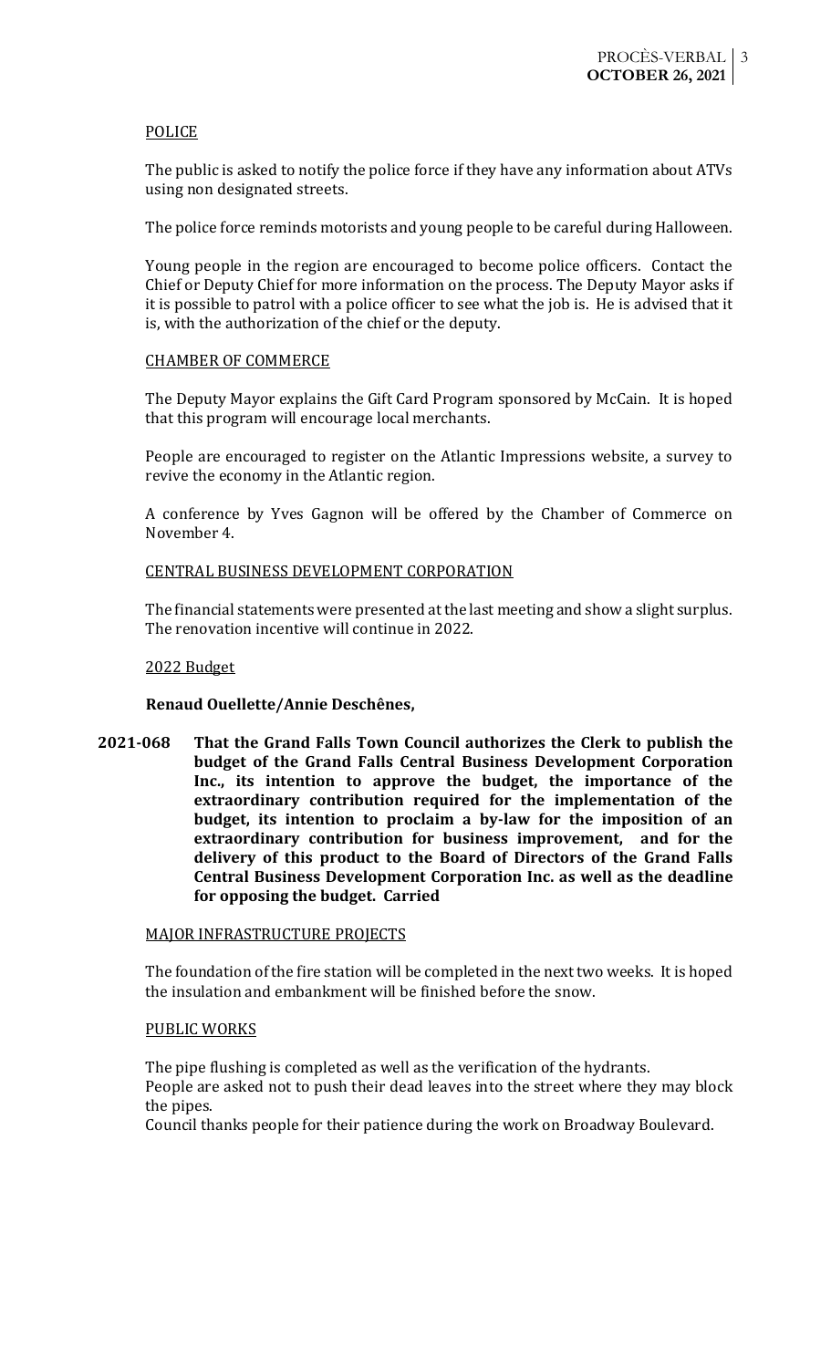POLICE

The public is asked to notify the police force if they have any information about ATVs using non designated streets.

The police force reminds motorists and young people to be careful during Halloween.

Young people in the region are encouraged to become police officers. Contact the Chief or Deputy Chief for more information on the process. The Deputy Mayor asks if it is possible to patrol with a police officer to see what the job is. He is advised that it is, with the authorization of the chief or the deputy.

CHAMBER OF COMMERCE

The Deputy Mayor explains the Gift Card Program sponsored by McCain. It is hoped that this program will encourage local merchants.

People are encouraged to register on the Atlantic Impressions website, a survey to revive the economy in the Atlantic region.

A conference by Yves Gagnon will be offered by the Chamber of Commerce on November 4.

CENTRAL BUSINESS DEVELOPMENT CORPORATION

The financial statements were presented at the last meeting and show a slight surplus. The renovation incentive will continue in 2022.

2022 Budget

**Renaud Ouellette/Annie Deschênes,**

**2021-068 That the Grand Falls Town Council authorizes the Clerk to publish the budget of the Grand Falls Central Business Development Corporation Inc., its intention to approve the budget, the importance of the extraordinary contribution required for the implementation of the budget, its intention to proclaim a by-law for the imposition of an extraordinary contribution for business improvement, and for the delivery of this product to the Board of Directors of the Grand Falls Central Business Development Corporation Inc. as well as the deadline for opposing the budget. Carried**

MAJOR INFRASTRUCTURE PROJECTS

The foundation of the fire station will be completed in the next two weeks. It is hoped the insulation and embankment will be finished before the snow.

PUBLIC WORKS

The pipe flushing is completed as well as the verification of the hydrants.
People are asked not to push their dead leaves into the street where they may block the pipes.
Council thanks people for their patience during the work on Broadway Boulevard.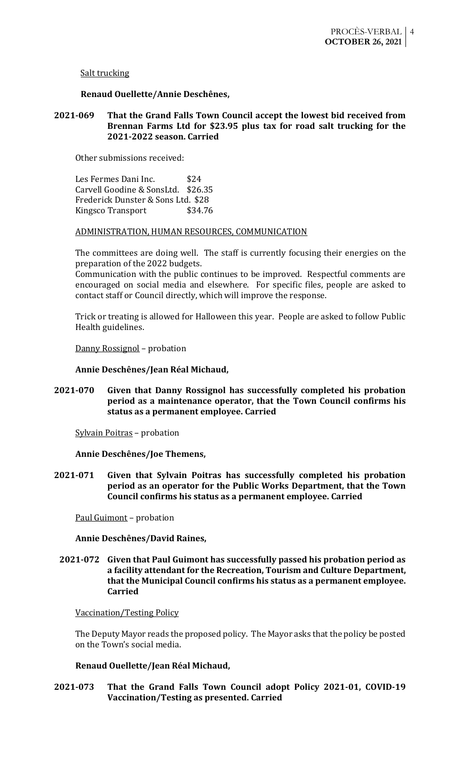Salt trucking

**Renaud Ouellette/Annie Deschênes,**

**2021-069 That the Grand Falls Town Council accept the lowest bid received from Brennan Farms Ltd for $23.95 plus tax for road salt trucking for the 2021-2022 season. Carried**

Other submissions received:

| | |
|---|---|
| Les Fermes Dani Inc. | $24 |
| Carvell Goodine & SonsLtd. | $26.35 |
| Frederick Dunster & Sons Ltd. | $28 |
| Kingsco Transport | $34.76 |

ADMINISTRATION, HUMAN RESOURCES, COMMUNICATION

The committees are doing well. The staff is currently focusing their energies on the preparation of the 2022 budgets.

Communication with the public continues to be improved. Respectful comments are encouraged on social media and elsewhere. For specific files, people are asked to contact staff or Council directly, which will improve the response.

Trick or treating is allowed for Halloween this year. People are asked to follow Public Health guidelines.

Danny Rossignol – probation

**Annie Deschênes/Jean Réal Michaud,**

**2021-070 Given that Danny Rossignol has successfully completed his probation period as a maintenance operator, that the Town Council confirms his status as a permanent employee. Carried**

Sylvain Poitras – probation

**Annie Deschênes/Joe Themens,**

**2021-071 Given that Sylvain Poitras has successfully completed his probation period as an operator for the Public Works Department, that the Town Council confirms his status as a permanent employee. Carried**

Paul Guimont – probation

**Annie Deschênes/David Raines,**

**2021-072 Given that Paul Guimont has successfully passed his probation period as a facility attendant for the Recreation, Tourism and Culture Department, that the Municipal Council confirms his status as a permanent employee. Carried**

Vaccination/Testing Policy

The Deputy Mayor reads the proposed policy. The Mayor asks that the policy be posted on the Town's social media.

**Renaud Ouellette/Jean Réal Michaud,**

**2021-073 That the Grand Falls Town Council adopt Policy 2021-01, COVID-19 Vaccination/Testing as presented. Carried**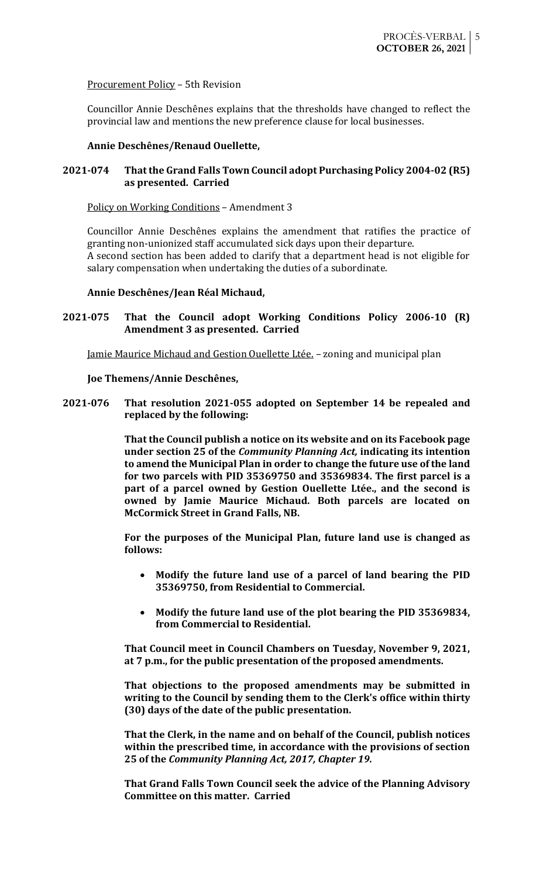Procurement Policy – 5th Revision

Councillor Annie Deschênes explains that the thresholds have changed to reflect the provincial law and mentions the new preference clause for local businesses.

**Annie Deschênes/Renaud Ouellette,**

**2021-074 That the Grand Falls Town Council adopt Purchasing Policy 2004-02 (R5) as presented. Carried**

Policy on Working Conditions – Amendment 3

Councillor Annie Deschênes explains the amendment that ratifies the practice of granting non-unionized staff accumulated sick days upon their departure.
A second section has been added to clarify that a department head is not eligible for salary compensation when undertaking the duties of a subordinate.

**Annie Deschênes/Jean Réal Michaud,**

**2021-075 That the Council adopt Working Conditions Policy 2006-10 (R) Amendment 3 as presented. Carried**

Jamie Maurice Michaud and Gestion Ouellette Ltée. – zoning and municipal plan

**Joe Themens/Annie Deschênes,**

**2021-076 That resolution 2021-055 adopted on September 14 be repealed and replaced by the following:**

**That the Council publish a notice on its website and on its Facebook page under section 25 of the *Community Planning Act,* indicating its intention to amend the Municipal Plan in order to change the future use of the land for two parcels with PID 35369750 and 35369834. The first parcel is a part of a parcel owned by Gestion Ouellette Ltée., and the second is owned by Jamie Maurice Michaud. Both parcels are located on McCormick Street in Grand Falls, NB.**

**For the purposes of the Municipal Plan, future land use is changed as follows:**

- **Modify the future land use of a parcel of land bearing the PID 35369750, from Residential to Commercial.**
- **Modify the future land use of the plot bearing the PID 35369834, from Commercial to Residential.**

**That Council meet in Council Chambers on Tuesday, November 9, 2021, at 7 p.m., for the public presentation of the proposed amendments.**

**That objections to the proposed amendments may be submitted in writing to the Council by sending them to the Clerk's office within thirty (30) days of the date of the public presentation.**

**That the Clerk, in the name and on behalf of the Council, publish notices within the prescribed time, in accordance with the provisions of section 25 of the *Community Planning Act, 2017, Chapter 19.***

**That Grand Falls Town Council seek the advice of the Planning Advisory Committee on this matter. Carried**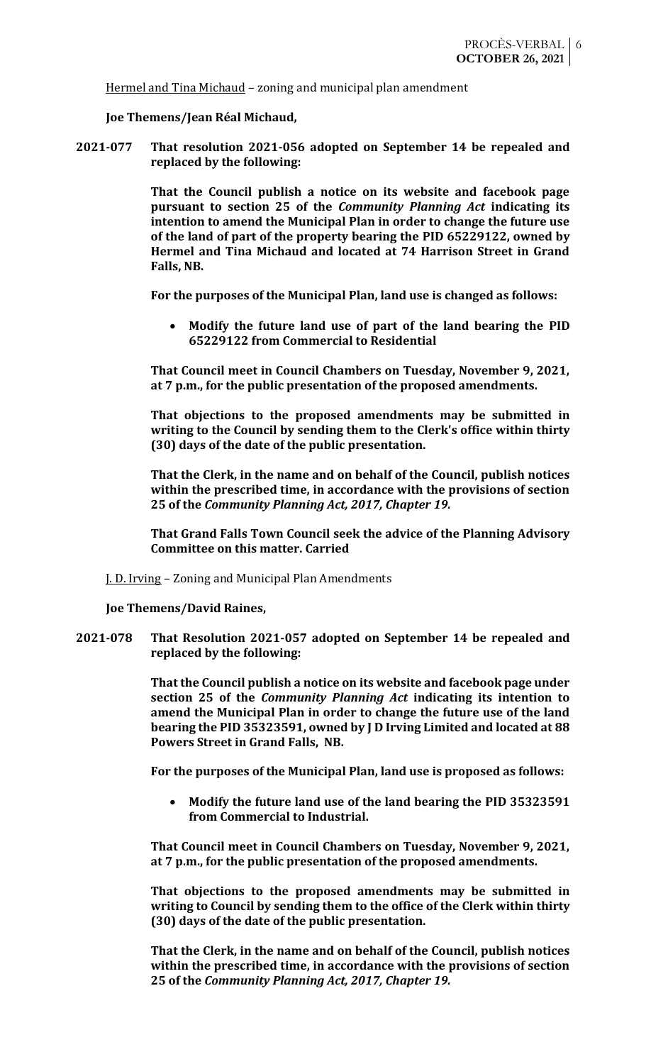Hermel and Tina Michaud – zoning and municipal plan amendment

**Joe Themens/Jean Réal Michaud,**

**2021-077** **That resolution 2021-056 adopted on September 14 be repealed and replaced by the following:**

**That the Council publish a notice on its website and facebook page pursuant to section 25 of the *Community Planning Act* indicating its intention to amend the Municipal Plan in order to change the future use of the land of part of the property bearing the PID 65229122, owned by Hermel and Tina Michaud and located at 74 Harrison Street in Grand Falls, NB.**

**For the purposes of the Municipal Plan, land use is changed as follows:**

- **Modify the future land use of part of the land bearing the PID 65229122 from Commercial to Residential**

**That Council meet in Council Chambers on Tuesday, November 9, 2021, at 7 p.m., for the public presentation of the proposed amendments.**

**That objections to the proposed amendments may be submitted in writing to the Council by sending them to the Clerk's office within thirty (30) days of the date of the public presentation.**

**That the Clerk, in the name and on behalf of the Council, publish notices within the prescribed time, in accordance with the provisions of section 25 of the *Community Planning Act, 2017, Chapter 19.***

**That Grand Falls Town Council seek the advice of the Planning Advisory Committee on this matter. Carried**

J. D. Irving – Zoning and Municipal Plan Amendments

**Joe Themens/David Raines,**

**2021-078** **That Resolution 2021-057 adopted on September 14 be repealed and replaced by the following:**

**That the Council publish a notice on its website and facebook page under section 25 of the *Community Planning Act* indicating its intention to amend the Municipal Plan in order to change the future use of the land bearing the PID 35323591, owned by J D Irving Limited and located at 88 Powers Street in Grand Falls, NB.**

**For the purposes of the Municipal Plan, land use is proposed as follows:**

- **Modify the future land use of the land bearing the PID 35323591 from Commercial to Industrial.**

**That Council meet in Council Chambers on Tuesday, November 9, 2021, at 7 p.m., for the public presentation of the proposed amendments.**

**That objections to the proposed amendments may be submitted in writing to Council by sending them to the office of the Clerk within thirty (30) days of the date of the public presentation.**

**That the Clerk, in the name and on behalf of the Council, publish notices within the prescribed time, in accordance with the provisions of section 25 of the *Community Planning Act, 2017, Chapter 19.***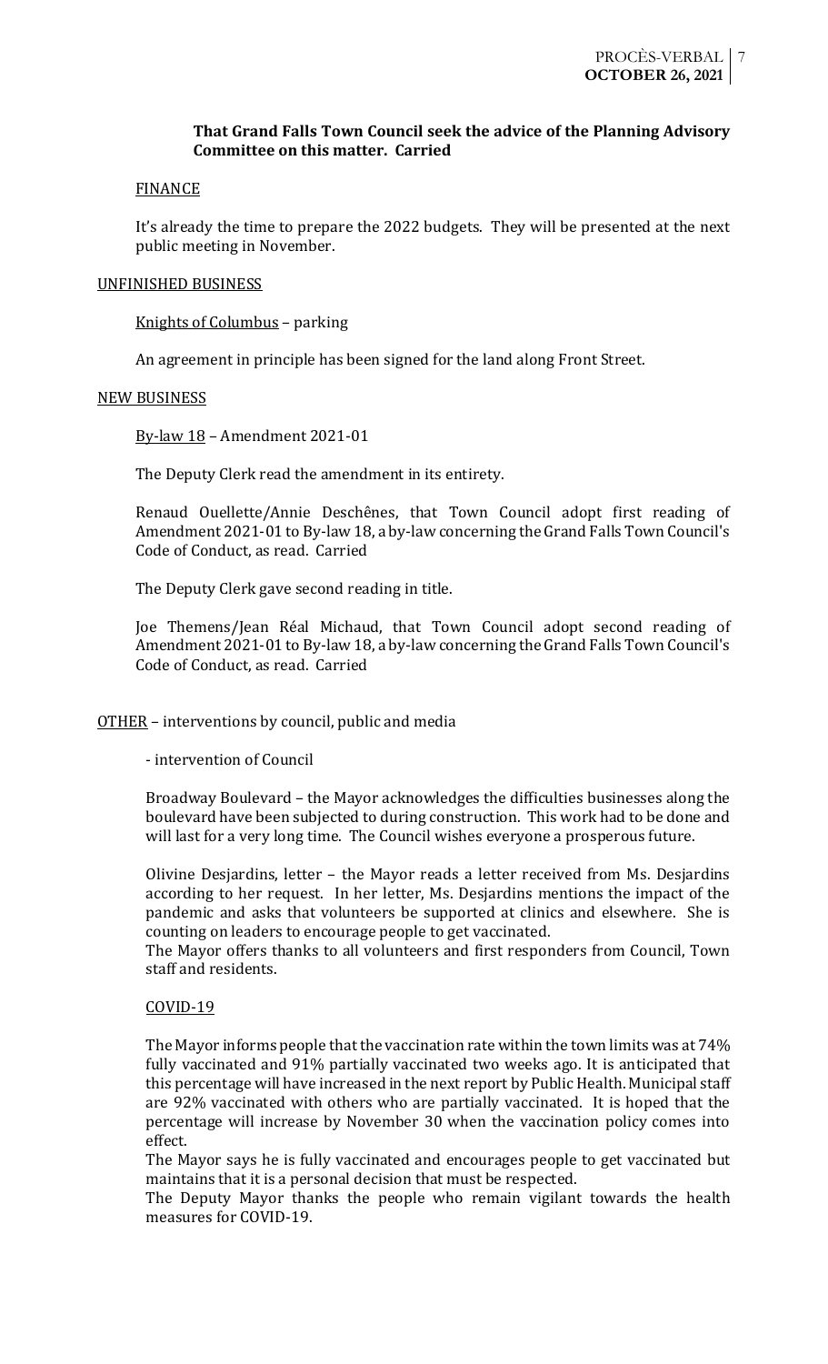**That Grand Falls Town Council seek the advice of the Planning Advisory Committee on this matter. Carried**

FINANCE

It's already the time to prepare the 2022 budgets. They will be presented at the next public meeting in November.

UNFINISHED BUSINESS

Knights of Columbus – parking

An agreement in principle has been signed for the land along Front Street.

NEW BUSINESS

By-law 18 – Amendment 2021-01

The Deputy Clerk read the amendment in its entirety.

Renaud Ouellette/Annie Deschênes, that Town Council adopt first reading of Amendment 2021-01 to By-law 18, a by-law concerning the Grand Falls Town Council's Code of Conduct, as read. Carried

The Deputy Clerk gave second reading in title.

Joe Themens/Jean Réal Michaud, that Town Council adopt second reading of Amendment 2021-01 to By-law 18, a by-law concerning the Grand Falls Town Council's Code of Conduct, as read. Carried

OTHER – interventions by council, public and media

- intervention of Council

Broadway Boulevard – the Mayor acknowledges the difficulties businesses along the boulevard have been subjected to during construction. This work had to be done and will last for a very long time. The Council wishes everyone a prosperous future.

Olivine Desjardins, letter – the Mayor reads a letter received from Ms. Desjardins according to her request. In her letter, Ms. Desjardins mentions the impact of the pandemic and asks that volunteers be supported at clinics and elsewhere. She is counting on leaders to encourage people to get vaccinated.

The Mayor offers thanks to all volunteers and first responders from Council, Town staff and residents.

COVID-19

The Mayor informs people that the vaccination rate within the town limits was at 74% fully vaccinated and 91% partially vaccinated two weeks ago. It is anticipated that this percentage will have increased in the next report by Public Health. Municipal staff are 92% vaccinated with others who are partially vaccinated. It is hoped that the percentage will increase by November 30 when the vaccination policy comes into effect.

The Mayor says he is fully vaccinated and encourages people to get vaccinated but maintains that it is a personal decision that must be respected.

The Deputy Mayor thanks the people who remain vigilant towards the health measures for COVID-19.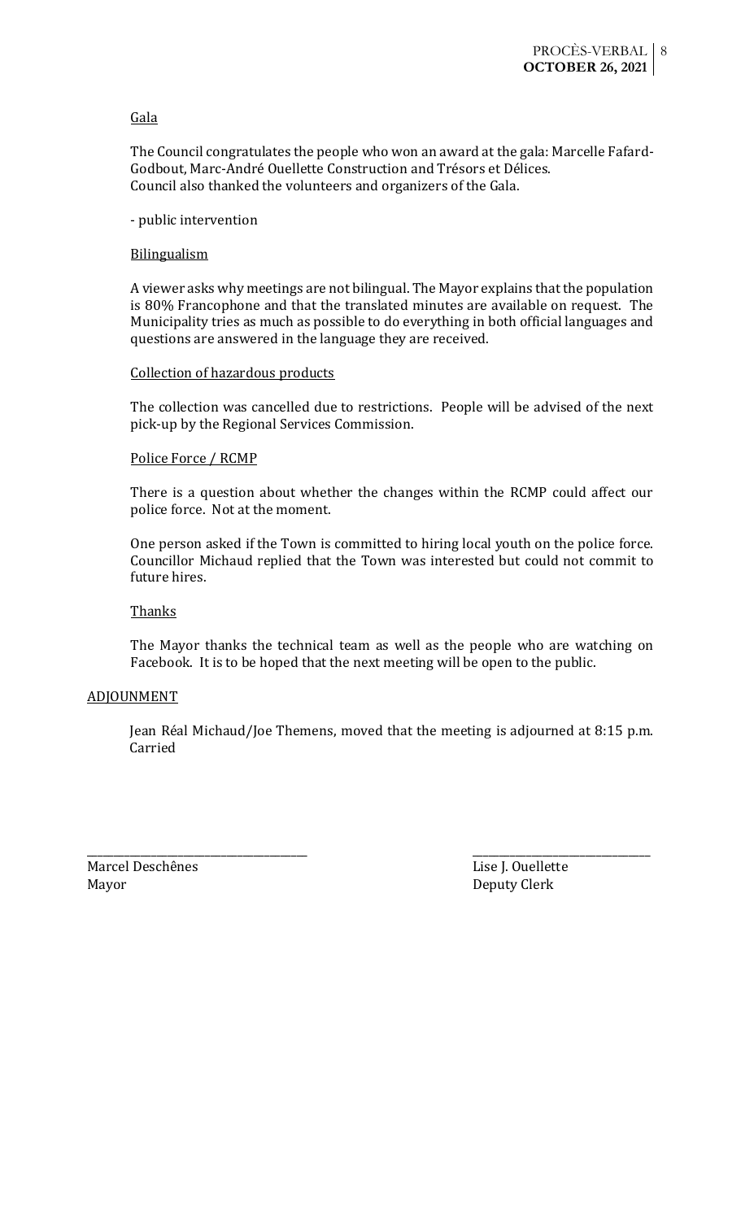Gala

The Council congratulates the people who won an award at the gala: Marcelle Fafard-Godbout, Marc-André Ouellette Construction and Trésors et Délices.
Council also thanked the volunteers and organizers of the Gala.

- public intervention

Bilingualism

A viewer asks why meetings are not bilingual. The Mayor explains that the population is 80% Francophone and that the translated minutes are available on request. The Municipality tries as much as possible to do everything in both official languages and questions are answered in the language they are received.

Collection of hazardous products

The collection was cancelled due to restrictions. People will be advised of the next pick-up by the Regional Services Commission.

Police Force / RCMP

There is a question about whether the changes within the RCMP could affect our police force. Not at the moment.

One person asked if the Town is committed to hiring local youth on the police force. Councillor Michaud replied that the Town was interested but could not commit to future hires.

Thanks

The Mayor thanks the technical team as well as the people who are watching on Facebook. It is to be hoped that the next meeting will be open to the public.

ADJOUNMENT

Jean Réal Michaud/Joe Themens, moved that the meeting is adjourned at 8:15 p.m.
Carried

\_\_\_\_\_\_\_\_\_\_\_\_\_\_\_\_\_\_\_\_\_\_\_\_\_\_\_\_\_\_\_\_\_\_\_\_\_\_
Marcel Deschênes
Mayor

\_\_\_\_\_\_\_\_\_\_\_\_\_\_\_\_\_\_\_\_\_\_\_\_\_\_\_\_\_\_\_\_
Lise J. Ouellette
Deputy Clerk